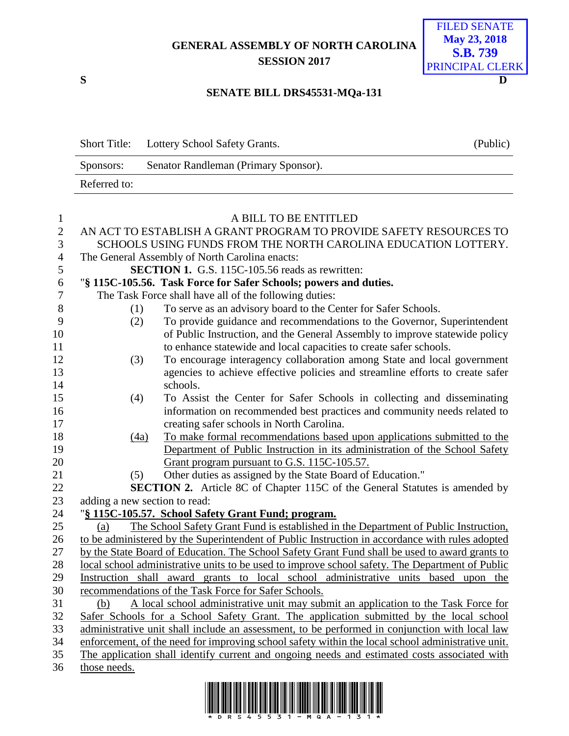GENERAL ASSEMBLY OF NORTH CAROLINA
SESSION 2017

FILED SENATE
May 23, 2018
S.B. 739
PRINCIPAL CLERK

S D

**SENATE BILL DRS45531-MQa-131**

| Short Title: | Lottery School Safety Grants. | (Public) |
|---|---|---|
| Sponsors: | Senator Randleman (Primary Sponsor). | |
| Referred to: | | |

A BILL TO BE ENTITLED

AN ACT TO ESTABLISH A GRANT PROGRAM TO PROVIDE SAFETY RESOURCES TO SCHOOLS USING FUNDS FROM THE NORTH CAROLINA EDUCATION LOTTERY.

The General Assembly of North Carolina enacts:

**SECTION 1.** G.S. 115C-105.56 reads as rewritten:

"**§ 115C-105.56. Task Force for Safer Schools; powers and duties.**

The Task Force shall have all of the following duties:

(1) To serve as an advisory board to the Center for Safer Schools.

(2) To provide guidance and recommendations to the Governor, Superintendent of Public Instruction, and the General Assembly to improve statewide policy to enhance statewide and local capacities to create safer schools.

(3) To encourage interagency collaboration among State and local government agencies to achieve effective policies and streamline efforts to create safer schools.

(4) To Assist the Center for Safer Schools in collecting and disseminating information on recommended best practices and community needs related to creating safer schools in North Carolina.

<u>(4a)</u> <u>To make formal recommendations based upon applications submitted to the Department of Public Instruction in its administration of the School Safety Grant program pursuant to G.S. 115C-105.57.</u>

(5) Other duties as assigned by the State Board of Education."

**SECTION 2.** Article 8C of Chapter 115C of the General Statutes is amended by adding a new section to read:

"<u>**§ 115C-105.57. School Safety Grant Fund; program.**</u>

<u>(a) The School Safety Grant Fund is established in the Department of Public Instruction, to be administered by the Superintendent of Public Instruction in accordance with rules adopted by the State Board of Education. The School Safety Grant Fund shall be used to award grants to local school administrative units to be used to improve school safety. The Department of Public Instruction shall award grants to local school administrative units based upon the recommendations of the Task Force for Safer Schools.</u>

<u>(b) A local school administrative unit may submit an application to the Task Force for Safer Schools for a School Safety Grant. The application submitted by the local school administrative unit shall include an assessment, to be performed in conjunction with local law enforcement, of the need for improving school safety within the local school administrative unit. The application shall identify current and ongoing needs and estimated costs associated with those needs.</u>

\* D R S 4 5 5 3 1 - M Q A - 1 3 1 \*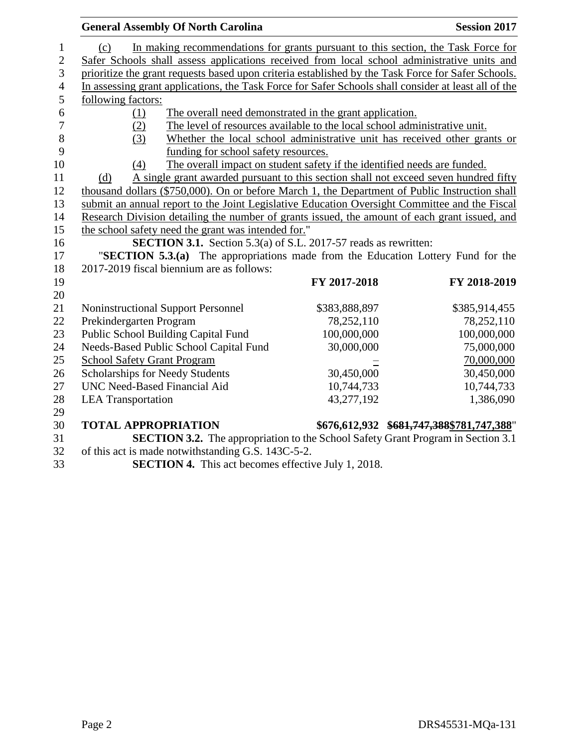(c) In making recommendations for grants pursuant to this section, the Task Force for Safer Schools shall assess applications received from local school administrative units and prioritize the grant requests based upon criteria established by the Task Force for Safer Schools. In assessing grant applications, the Task Force for Safer Schools shall consider at least all of the following factors:

(1) The overall need demonstrated in the grant application.
(2) The level of resources available to the local school administrative unit.
(3) Whether the local school administrative unit has received other grants or funding for school safety resources.
(4) The overall impact on student safety if the identified needs are funded.

(d) A single grant awarded pursuant to this section shall not exceed seven hundred fifty thousand dollars ($750,000). On or before March 1, the Department of Public Instruction shall submit an annual report to the Joint Legislative Education Oversight Committee and the Fiscal Research Division detailing the number of grants issued, the amount of each grant issued, and the school safety need the grant was intended for."

**SECTION 3.1.** Section 5.3(a) of S.L. 2017-57 reads as rewritten:

"**SECTION 5.3.(a)** The appropriations made from the Education Lottery Fund for the 2017-2019 fiscal biennium are as follows:

| | FY 2017-2018 | FY 2018-2019 |
|---|---|---|
| Noninstructional Support Personnel | $383,888,897 | $385,914,455 |
| Prekindergarten Program | 78,252,110 | 78,252,110 |
| Public School Building Capital Fund | 100,000,000 | 100,000,000 |
| Needs-Based Public School Capital Fund | 30,000,000 | 75,000,000 |
| School Safety Grant Program | – | 70,000,000 |
| Scholarships for Needy Students | 30,450,000 | 30,450,000 |
| UNC Need-Based Financial Aid | 10,744,733 | 10,744,733 |
| LEA Transportation | 43,277,192 | 1,386,090 |
| **TOTAL APPROPRIATION** | **$676,612,932** | **~~$681,747,388~~$781,747,388**" |

**SECTION 3.2.** The appropriation to the School Safety Grant Program in Section 3.1 of this act is made notwithstanding G.S. 143C-5-2.

**SECTION 4.** This act becomes effective July 1, 2018.